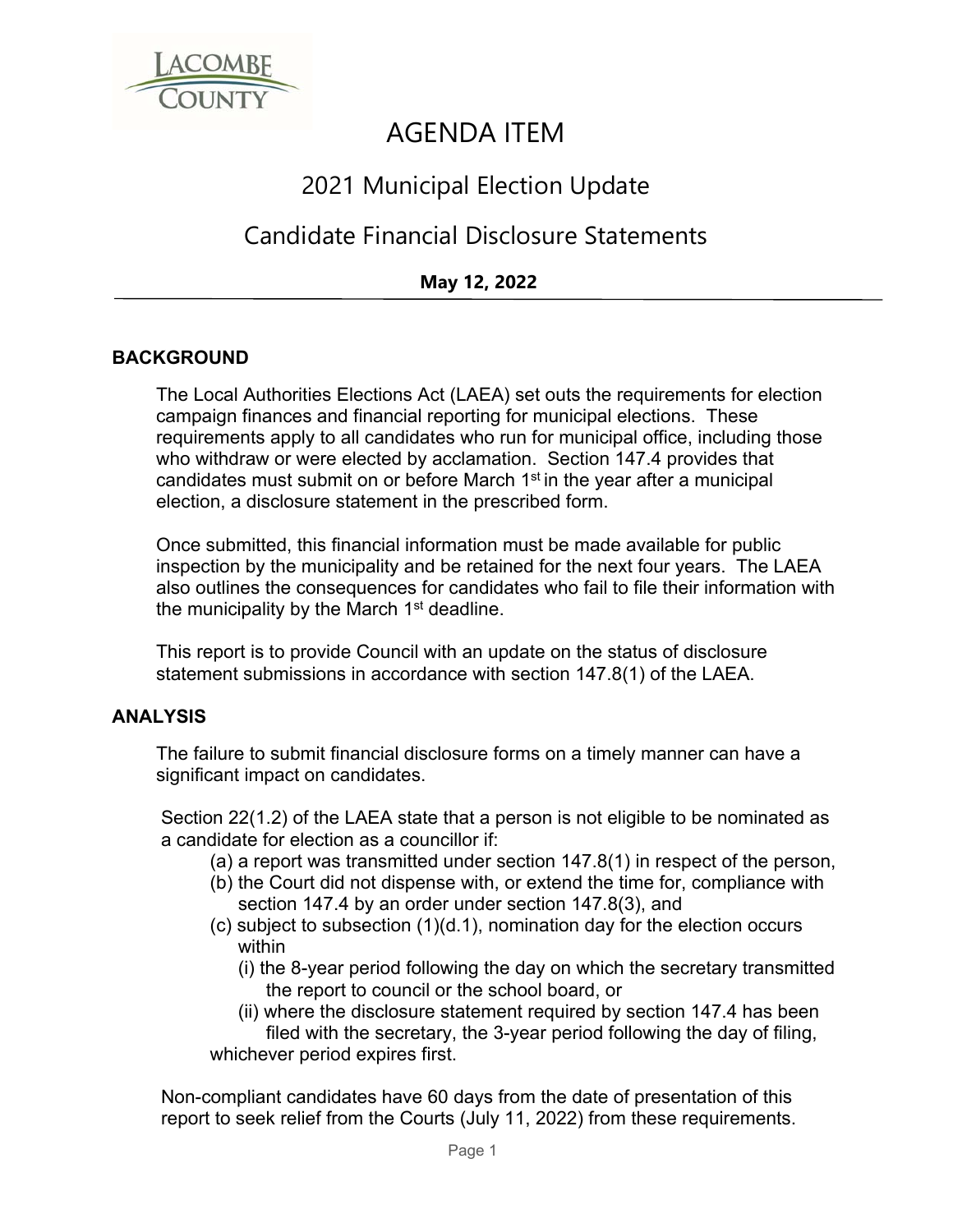# AGENDA ITEM

## 2021 Municipal Election Update

## Candidate Financial Disclosure Statements

**May 12, 2022**

---

### BACKGROUND

The Local Authorities Elections Act (LAEA) set outs the requirements for election campaign finances and financial reporting for municipal elections. These requirements apply to all candidates who run for municipal office, including those who withdraw or were elected by acclamation. Section 147.4 provides that candidates must submit on or before March 1st in the year after a municipal election, a disclosure statement in the prescribed form.

Once submitted, this financial information must be made available for public inspection by the municipality and be retained for the next four years. The LAEA also outlines the consequences for candidates who fail to file their information with the municipality by the March 1st deadline.

This report is to provide Council with an update on the status of disclosure statement submissions in accordance with section 147.8(1) of the LAEA.

### ANALYSIS

The failure to submit financial disclosure forms on a timely manner can have a significant impact on candidates.

Section 22(1.2) of the LAEA state that a person is not eligible to be nominated as a candidate for election as a councillor if:

(a) a report was transmitted under section 147.8(1) in respect of the person,
(b) the Court did not dispense with, or extend the time for, compliance with section 147.4 by an order under section 147.8(3), and
(c) subject to subsection (1)(d.1), nomination day for the election occurs within
   (i) the 8-year period following the day on which the secretary transmitted the report to council or the school board, or
   (ii) where the disclosure statement required by section 147.4 has been filed with the secretary, the 3-year period following the day of filing,

whichever period expires first.

Non-compliant candidates have 60 days from the date of presentation of this report to seek relief from the Courts (July 11, 2022) from these requirements.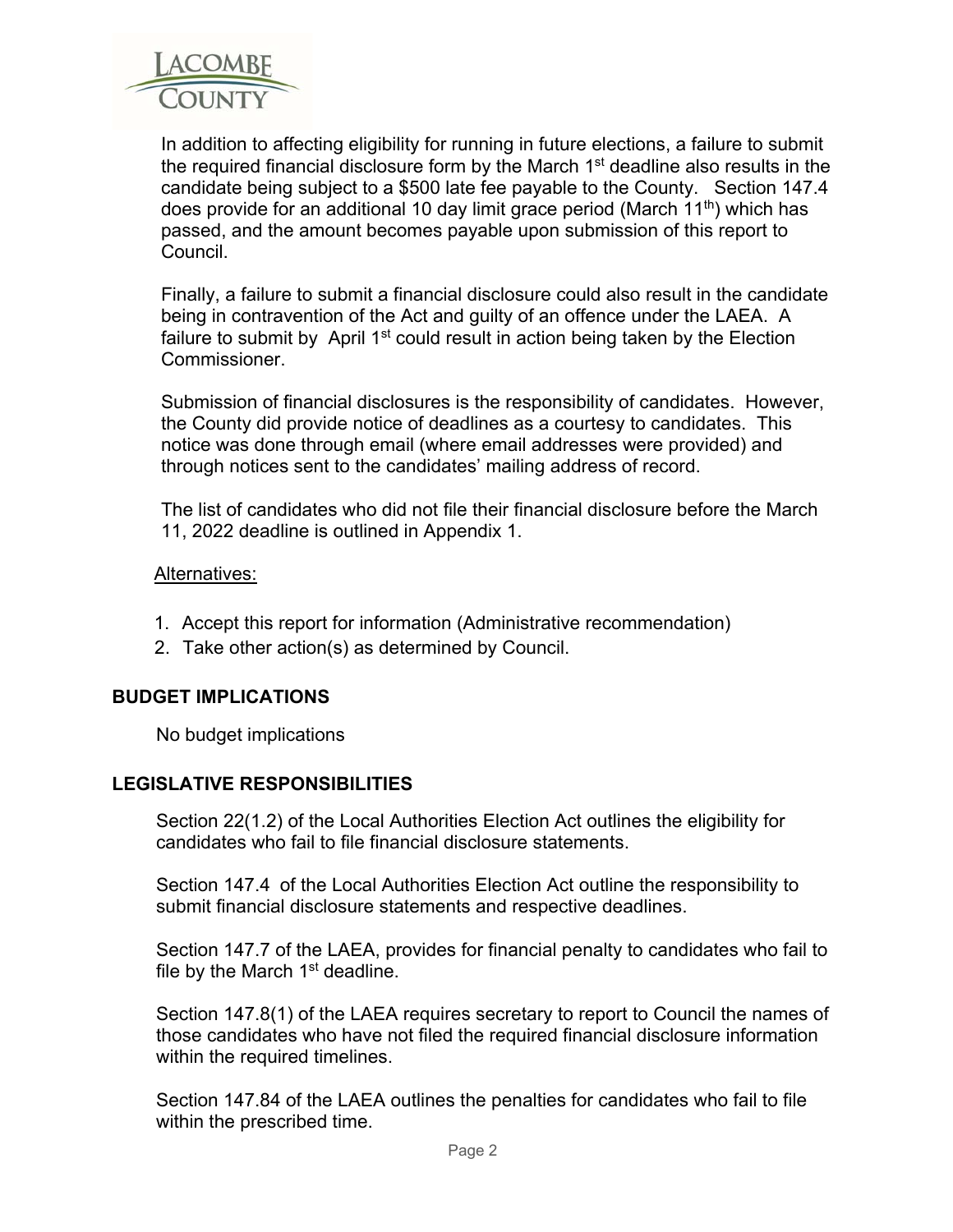In addition to affecting eligibility for running in future elections, a failure to submit the required financial disclosure form by the March 1st deadline also results in the candidate being subject to a $500 late fee payable to the County. Section 147.4 does provide for an additional 10 day limit grace period (March 11th) which has passed, and the amount becomes payable upon submission of this report to Council.

Finally, a failure to submit a financial disclosure could also result in the candidate being in contravention of the Act and guilty of an offence under the LAEA. A failure to submit by April 1st could result in action being taken by the Election Commissioner.

Submission of financial disclosures is the responsibility of candidates. However, the County did provide notice of deadlines as a courtesy to candidates. This notice was done through email (where email addresses were provided) and through notices sent to the candidates' mailing address of record.

The list of candidates who did not file their financial disclosure before the March 11, 2022 deadline is outlined in Appendix 1.

Alternatives:

1. Accept this report for information (Administrative recommendation)
2. Take other action(s) as determined by Council.

## BUDGET IMPLICATIONS

No budget implications

## LEGISLATIVE RESPONSIBILITIES

Section 22(1.2) of the Local Authorities Election Act outlines the eligibility for candidates who fail to file financial disclosure statements.

Section 147.4 of the Local Authorities Election Act outline the responsibility to submit financial disclosure statements and respective deadlines.

Section 147.7 of the LAEA, provides for financial penalty to candidates who fail to file by the March 1st deadline.

Section 147.8(1) of the LAEA requires secretary to report to Council the names of those candidates who have not filed the required financial disclosure information within the required timelines.

Section 147.84 of the LAEA outlines the penalties for candidates who fail to file within the prescribed time.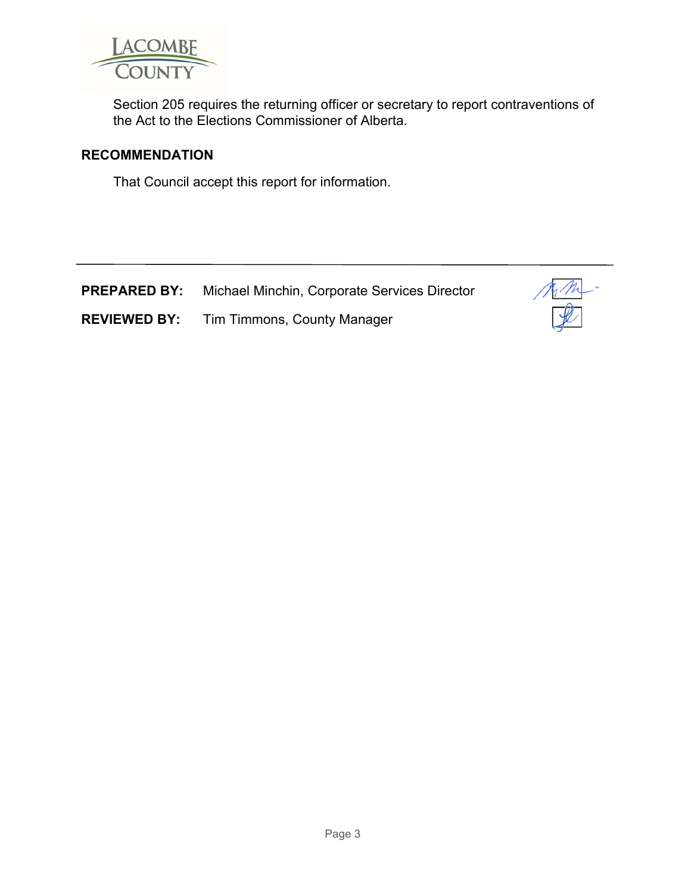Section 205 requires the returning officer or secretary to report contraventions of the Act to the Elections Commissioner of Alberta.

## RECOMMENDATION

That Council accept this report for information.

---

**PREPARED BY:** Michael Minchin, Corporate Services Director

**REVIEWED BY:** Tim Timmons, County Manager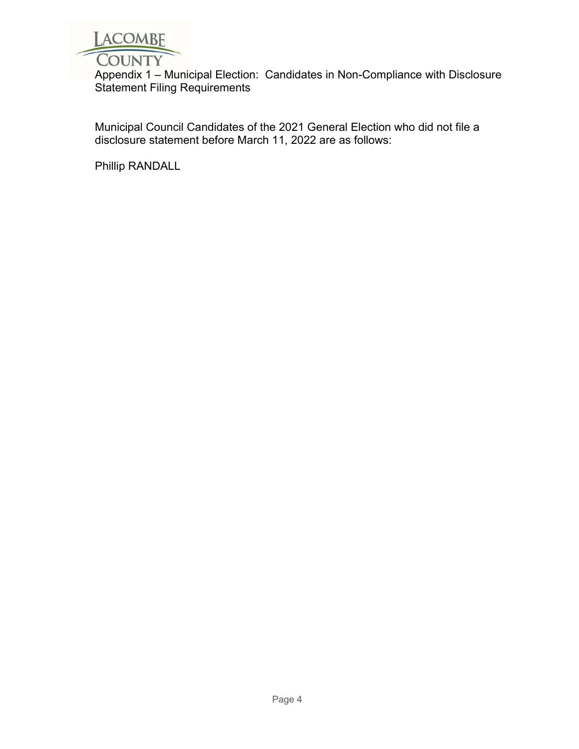# Appendix 1 – Municipal Election: Candidates in Non-Compliance with Disclosure Statement Filing Requirements

Municipal Council Candidates of the 2021 General Election who did not file a disclosure statement before March 11, 2022 are as follows:

Phillip RANDALL